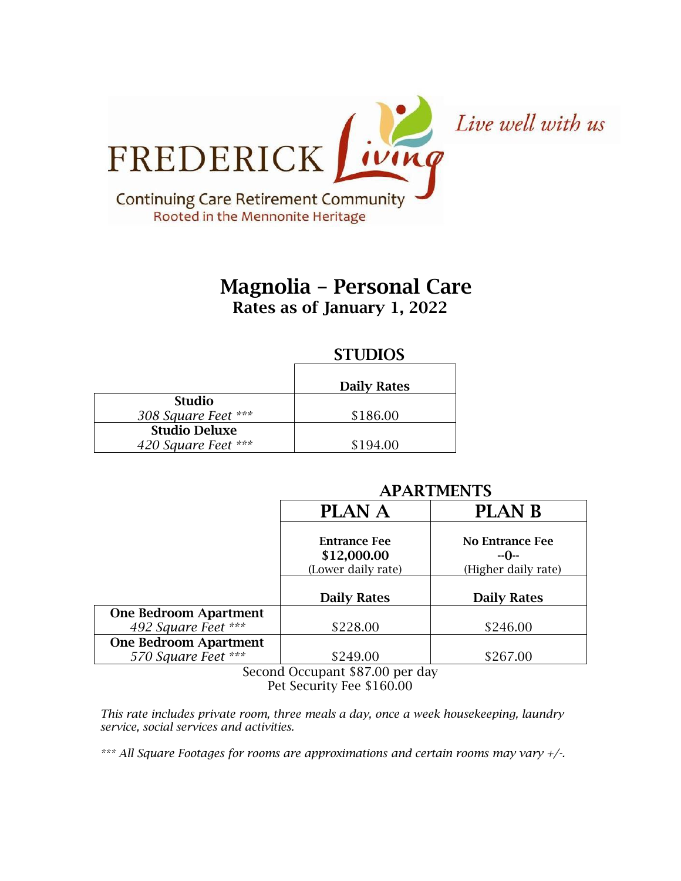FREDERICK Living

Live well with us

Continuing Care Retirement Community
Rooted in the Mennonite Heritage

# Magnolia – Personal Care

## Rates as of January 1, 2022

### STUDIOS

| | Daily Rates |
|---|---|
| **Studio**<br>*308 Square Feet \*\*\** | $186.00 |
| **Studio Deluxe**<br>*420 Square Feet \*\*\** | $194.00 |

### APARTMENTS

| | PLAN A | PLAN B |
|---|---|---|
| | **Entrance Fee**<br>**$12,000.00**<br>(Lower daily rate) | **No Entrance Fee**<br>**--0--**<br>(Higher daily rate) |
| | **Daily Rates** | **Daily Rates** |
| **One Bedroom Apartment**<br>*492 Square Feet \*\*\** | $228.00 | $246.00 |
| **One Bedroom Apartment**<br>*570 Square Feet \*\*\** | $249.00 | $267.00 |

Second Occupant $87.00 per day
Pet Security Fee $160.00

*This rate includes private room, three meals a day, once a week housekeeping, laundry service, social services and activities.*

*\*\*\* All Square Footages for rooms are approximations and certain rooms may vary +/-.*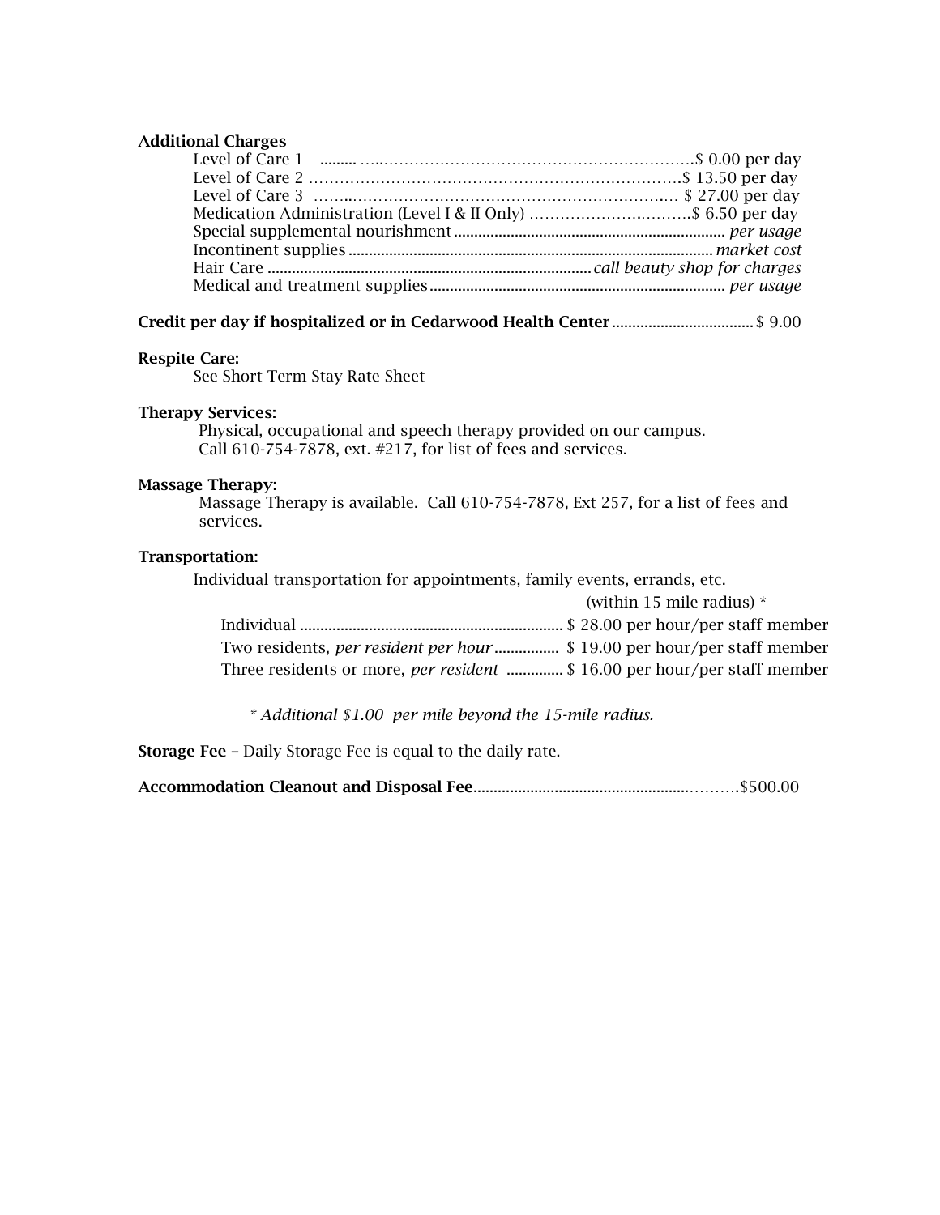**Additional Charges**

Level of Care 1 ........................................................................$ 0.00 per day
Level of Care 2 ........................................................................$ 13.50 per day
Level of Care 3 ........................................................................ $ 27.00 per day
Medication Administration (Level I & II Only) ...............................$ 6.50 per day
Special supplemental nourishment ............................................... *per usage*
Incontinent supplies ........................................................................ *market cost*
Hair Care ........................................................................ *call beauty shop for charges*
Medical and treatment supplies ............................................... *per usage*

**Credit per day if hospitalized or in Cedarwood Health Center**.................................. $ 9.00

**Respite Care:**

See Short Term Stay Rate Sheet

**Therapy Services:**

Physical, occupational and speech therapy provided on our campus.
Call 610-754-7878, ext. #217, for list of fees and services.

**Massage Therapy:**

Massage Therapy is available. Call 610-754-7878, Ext 257, for a list of fees and services.

**Transportation:**

Individual transportation for appointments, family events, errands, etc.

(within 15 mile radius) *

Individual ................................................ $ 28.00 per hour/per staff member
Two residents, *per resident per hour* ................ $ 19.00 per hour/per staff member
Three residents or more, *per resident* ............. $ 16.00 per hour/per staff member

*\* Additional $1.00 per mile beyond the 15-mile radius.*

**Storage Fee** – Daily Storage Fee is equal to the daily rate.

**Accommodation Cleanout and Disposal Fee**...................................................$500.00